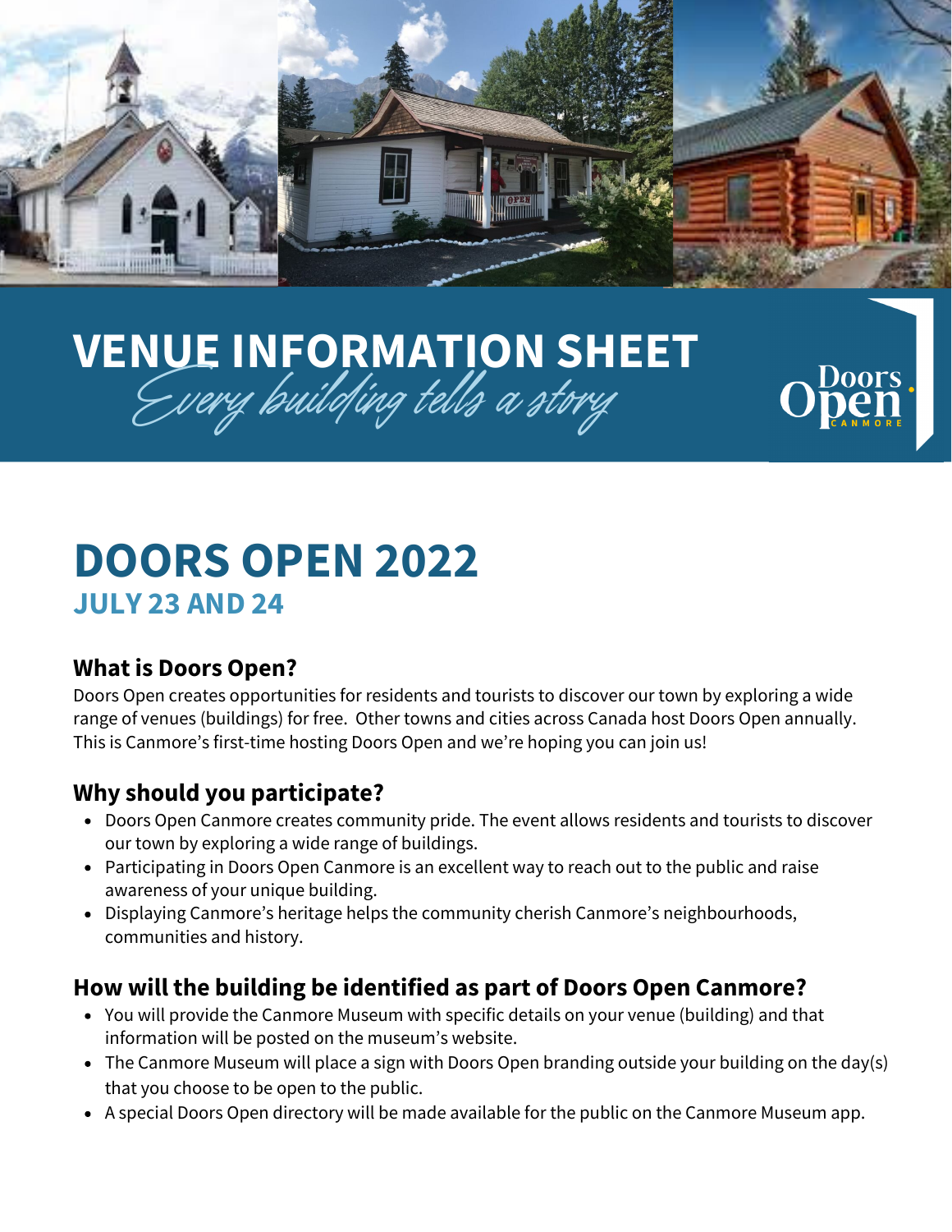# VENUE INFORMATION SHEET

*Every building tells a story*

Doors Open CANMORE

# DOORS OPEN 2022

## JULY 23 AND 24

### What is Doors Open?

Doors Open creates opportunities for residents and tourists to discover our town by exploring a wide range of venues (buildings) for free. Other towns and cities across Canada host Doors Open annually. This is Canmore's first-time hosting Doors Open and we're hoping you can join us!

### Why should you participate?

- Doors Open Canmore creates community pride. The event allows residents and tourists to discover our town by exploring a wide range of buildings.
- Participating in Doors Open Canmore is an excellent way to reach out to the public and raise awareness of your unique building.
- Displaying Canmore's heritage helps the community cherish Canmore's neighbourhoods, communities and history.

### How will the building be identified as part of Doors Open Canmore?

- You will provide the Canmore Museum with specific details on your venue (building) and that information will be posted on the museum's website.
- The Canmore Museum will place a sign with Doors Open branding outside your building on the day(s) that you choose to be open to the public.
- A special Doors Open directory will be made available for the public on the Canmore Museum app.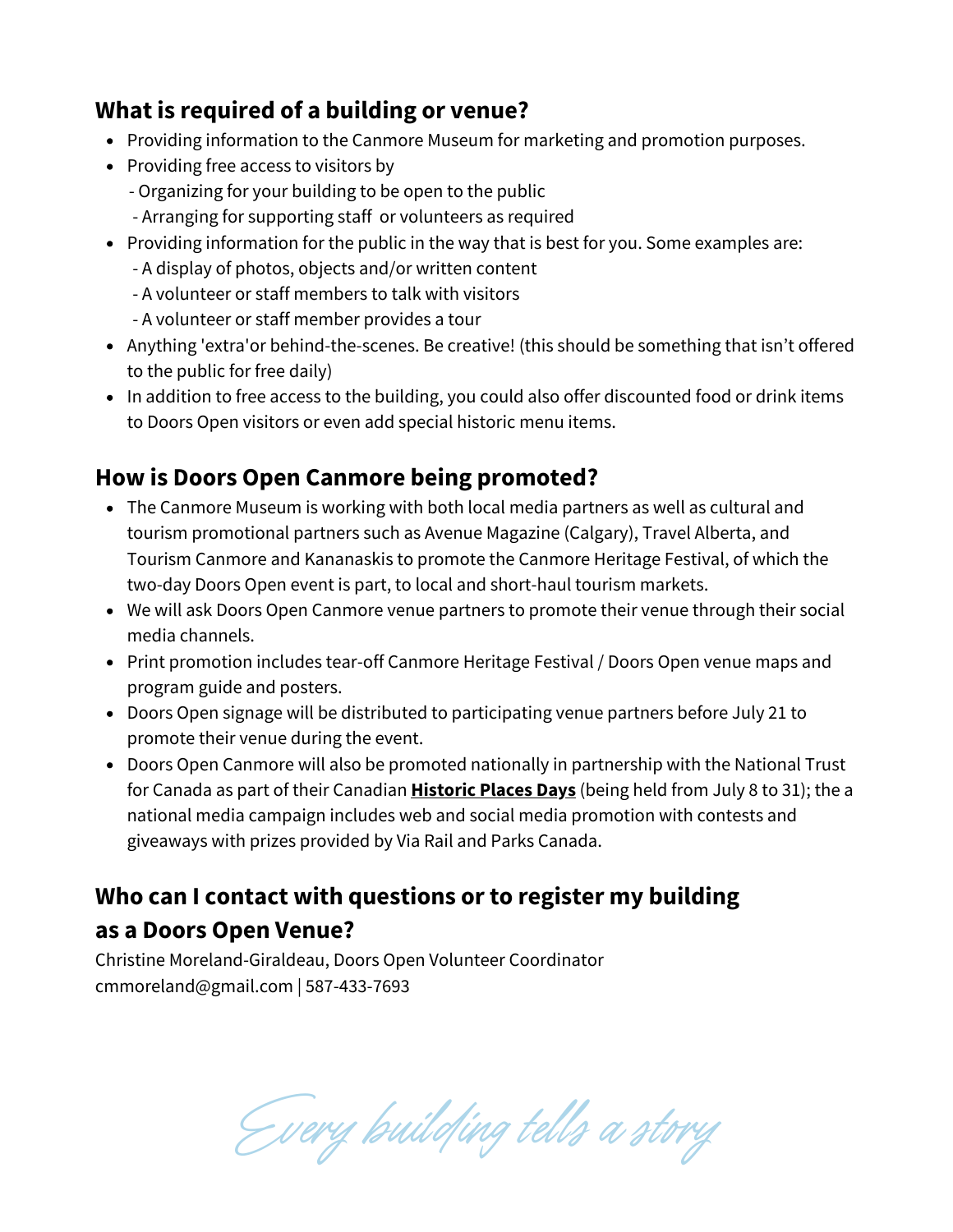## What is required of a building or venue?

- Providing information to the Canmore Museum for marketing and promotion purposes.
- Providing free access to visitors by
  - Organizing for your building to be open to the public
  - Arranging for supporting staff or volunteers as required
- Providing information for the public in the way that is best for you. Some examples are:
  - A display of photos, objects and/or written content
  - A volunteer or staff members to talk with visitors
  - A volunteer or staff member provides a tour
- Anything 'extra'or behind-the-scenes. Be creative! (this should be something that isn't offered to the public for free daily)
- In addition to free access to the building, you could also offer discounted food or drink items to Doors Open visitors or even add special historic menu items.

## How is Doors Open Canmore being promoted?

- The Canmore Museum is working with both local media partners as well as cultural and tourism promotional partners such as Avenue Magazine (Calgary), Travel Alberta, and Tourism Canmore and Kananaskis to promote the Canmore Heritage Festival, of which the two-day Doors Open event is part, to local and short-haul tourism markets.
- We will ask Doors Open Canmore venue partners to promote their venue through their social media channels.
- Print promotion includes tear-off Canmore Heritage Festival / Doors Open venue maps and program guide and posters.
- Doors Open signage will be distributed to participating venue partners before July 21 to promote their venue during the event.
- Doors Open Canmore will also be promoted nationally in partnership with the National Trust for Canada as part of their Canadian **Historic Places Days** (being held from July 8 to 31); the a national media campaign includes web and social media promotion with contests and giveaways with prizes provided by Via Rail and Parks Canada.

## Who can I contact with questions or to register my building as a Doors Open Venue?

Christine Moreland-Giraldeau, Doors Open Volunteer Coordinator
cmmoreland@gmail.com | 587-433-7693

*Every building tells a story*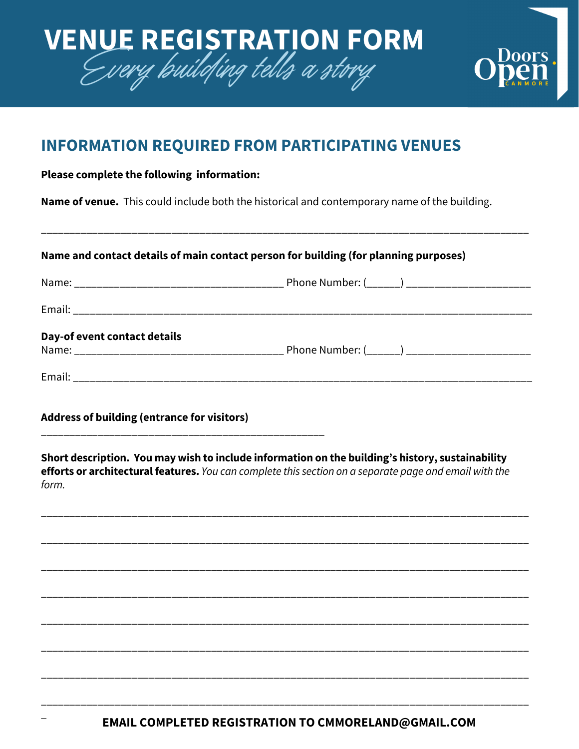# VENUE REGISTRATION FORM

*Every building tells a story*

Doors Open CANMORE

## INFORMATION REQUIRED FROM PARTICIPATING VENUES

**Please complete the following information:**

**Name of venue.** This could include both the historical and contemporary name of the building.

______________________________________________________________________________

**Name and contact details of main contact person for building (for planning purposes)**

Name: ___________________________________ Phone Number: (______) ____________________

Email: _______________________________________________________________________________

**Day-of event contact details**

Name: ___________________________________ Phone Number: (______) ____________________

Email: _______________________________________________________________________________

**Address of building (entrance for visitors)**

_______________________________________________

**Short description. You may wish to include information on the building's history, sustainability efforts or architectural features.** *You can complete this section on a separate page and email with the form.*

______________________________________________________________________________

______________________________________________________________________________

______________________________________________________________________________

______________________________________________________________________________

______________________________________________________________________________

______________________________________________________________________________

______________________________________________________________________________

______________________________________________________________________________

**EMAIL COMPLETED REGISTRATION TO CMMORELAND@GMAIL.COM**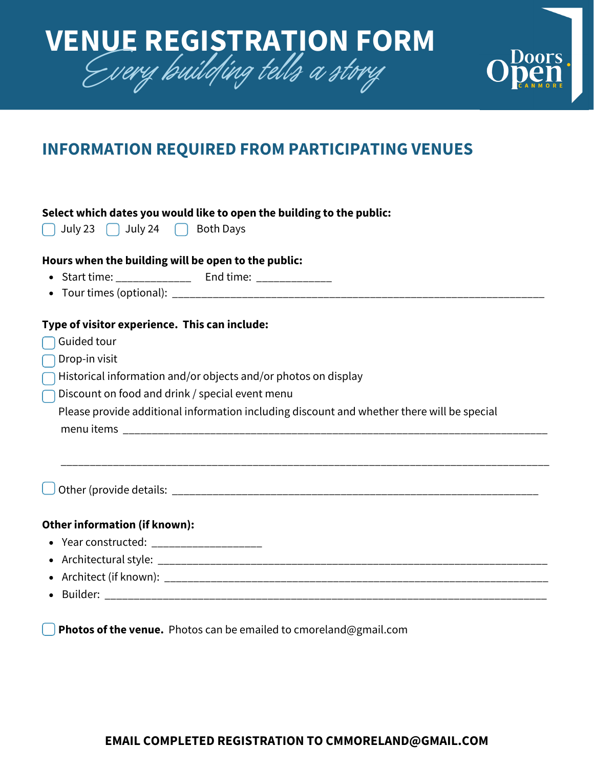# VENUE REGISTRATION FORM

*Every building tells a story*

Doors Open CANMORE

## INFORMATION REQUIRED FROM PARTICIPATING VENUES

**Select which dates you would like to open the building to the public:**

☐ July 23 ☐ July 24 ☐ Both Days

**Hours when the building will be open to the public:**

- Start time: ____________ End time: ____________
- Tour times (optional): ______________________________________________________________

**Type of visitor experience. This can include:**

☐ Guided tour
☐ Drop-in visit
☐ Historical information and/or objects and/or photos on display
☐ Discount on food and drink / special event menu

Please provide additional information including discount and whether there will be special menu items ______________________________________________________________________

______________________________________________________________________

☐ Other (provide details: ______________________________________________________________

**Other information (if known):**

- Year constructed: __________________
- Architectural style: ______________________________________________________________
- Architect (if known): ______________________________________________________________
- Builder: ______________________________________________________________________

☐ **Photos of the venue.** Photos can be emailed to cmoreland@gmail.com

**EMAIL COMPLETED REGISTRATION TO CMMORELAND@GMAIL.COM**